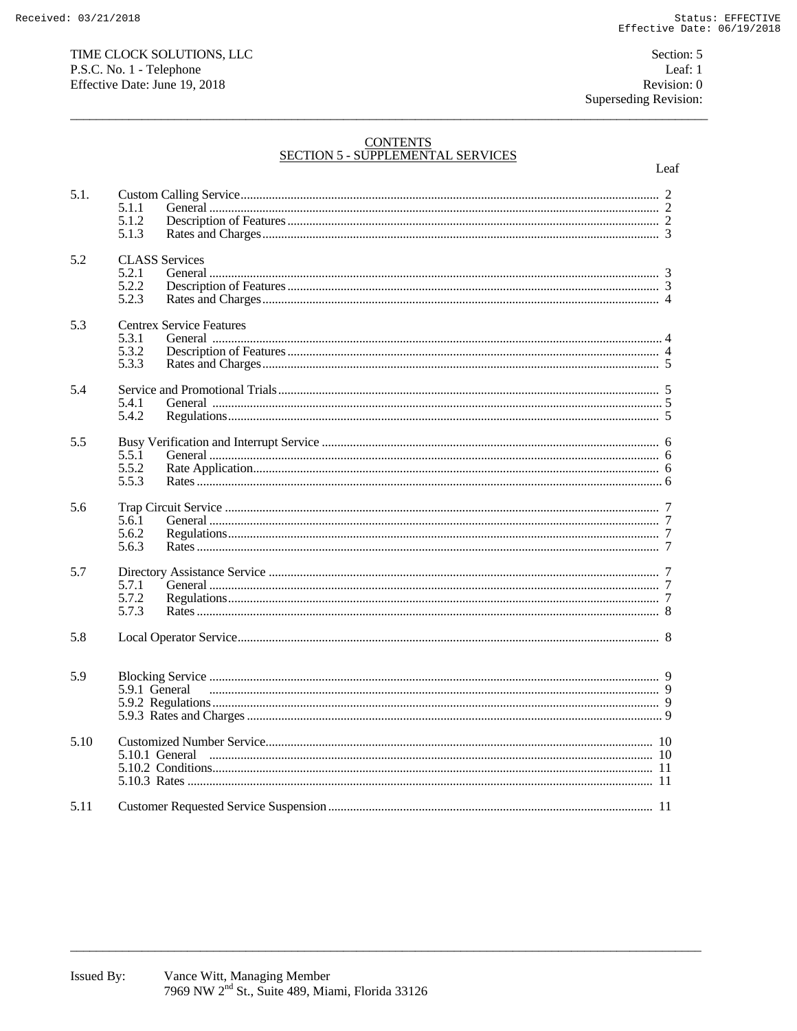TIME CLOCK SOLUTIONS, LLC
P.S.C. No. 1 - Telephone
Effective Date: June 19, 2018

Section: 5
Leaf: 1
Revision: 0
Superseding Revision:

# CONTENTS
## SECTION 5 - SUPPLEMENTAL SERVICES

| | | Leaf |
|---|---|---|
| 5.1. | Custom Calling Service | 2 |
| | 5.1.1 General | 2 |
| | 5.1.2 Description of Features | 2 |
| | 5.1.3 Rates and Charges | 3 |
| 5.2 | CLASS Services | |
| | 5.2.1 General | 3 |
| | 5.2.2 Description of Features | 3 |
| | 5.2.3 Rates and Charges | 4 |
| 5.3 | Centrex Service Features | |
| | 5.3.1 General | 4 |
| | 5.3.2 Description of Features | 4 |
| | 5.3.3 Rates and Charges | 5 |
| 5.4 | Service and Promotional Trials | 5 |
| | 5.4.1 General | 5 |
| | 5.4.2 Regulations | 5 |
| 5.5 | Busy Verification and Interrupt Service | 6 |
| | 5.5.1 General | 6 |
| | 5.5.2 Rate Application | 6 |
| | 5.5.3 Rates | 6 |
| 5.6 | Trap Circuit Service | 7 |
| | 5.6.1 General | 7 |
| | 5.6.2 Regulations | 7 |
| | 5.6.3 Rates | 7 |
| 5.7 | Directory Assistance Service | 7 |
| | 5.7.1 General | 7 |
| | 5.7.2 Regulations | 7 |
| | 5.7.3 Rates | 8 |
| 5.8 | Local Operator Service | 8 |
| 5.9 | Blocking Service | 9 |
| | 5.9.1 General | 9 |
| | 5.9.2 Regulations | 9 |
| | 5.9.3 Rates and Charges | 9 |
| 5.10 | Customized Number Service | 10 |
| | 5.10.1 General | 10 |
| | 5.10.2 Conditions | 11 |
| | 5.10.3 Rates | 11 |
| 5.11 | Customer Requested Service Suspension | 11 |

Issued By: Vance Witt, Managing Member
7969 NW 2nd St., Suite 489, Miami, Florida 33126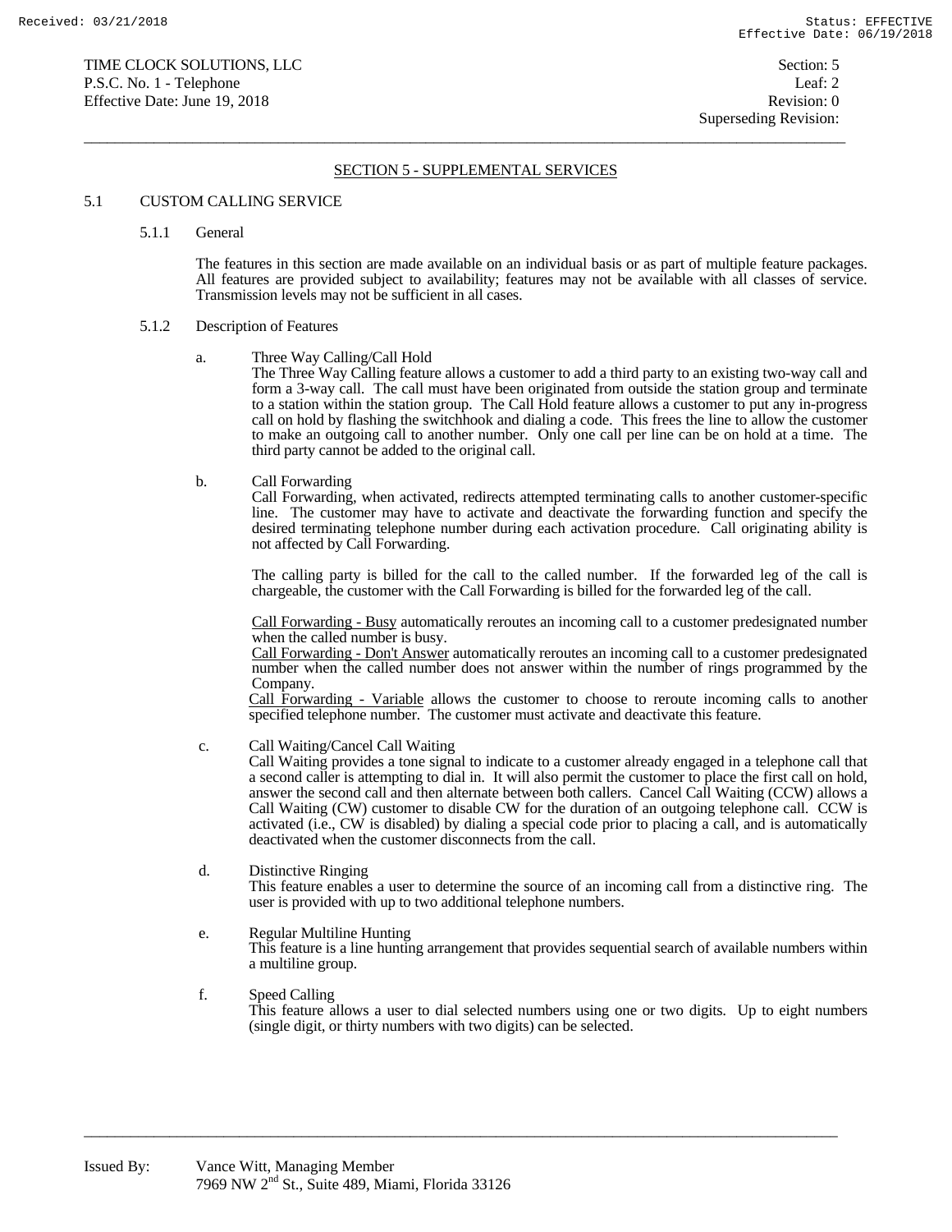TIME CLOCK SOLUTIONS, LLC
P.S.C. No. 1 - Telephone
Effective Date: June 19, 2018

Section: 5
Leaf: 2
Revision: 0
Superseding Revision:

## SECTION 5 - SUPPLEMENTAL SERVICES

### 5.1 CUSTOM CALLING SERVICE

#### 5.1.1 General

The features in this section are made available on an individual basis or as part of multiple feature packages. All features are provided subject to availability; features may not be available with all classes of service. Transmission levels may not be sufficient in all cases.

#### 5.1.2 Description of Features

a. Three Way Calling/Call Hold

The Three Way Calling feature allows a customer to add a third party to an existing two-way call and form a 3-way call. The call must have been originated from outside the station group and terminate to a station within the station group. The Call Hold feature allows a customer to put any in-progress call on hold by flashing the switchhook and dialing a code. This frees the line to allow the customer to make an outgoing call to another number. Only one call per line can be on hold at a time. The third party cannot be added to the original call.

b. Call Forwarding

Call Forwarding, when activated, redirects attempted terminating calls to another customer-specific line. The customer may have to activate and deactivate the forwarding function and specify the desired terminating telephone number during each activation procedure. Call originating ability is not affected by Call Forwarding.

The calling party is billed for the call to the called number. If the forwarded leg of the call is chargeable, the customer with the Call Forwarding is billed for the forwarded leg of the call.

Call Forwarding - Busy automatically reroutes an incoming call to a customer predesignated number when the called number is busy.
Call Forwarding - Don't Answer automatically reroutes an incoming call to a customer predesignated number when the called number does not answer within the number of rings programmed by the Company.
Call Forwarding - Variable allows the customer to choose to reroute incoming calls to another specified telephone number. The customer must activate and deactivate this feature.

c. Call Waiting/Cancel Call Waiting

Call Waiting provides a tone signal to indicate to a customer already engaged in a telephone call that a second caller is attempting to dial in. It will also permit the customer to place the first call on hold, answer the second call and then alternate between both callers. Cancel Call Waiting (CCW) allows a Call Waiting (CW) customer to disable CW for the duration of an outgoing telephone call. CCW is activated (i.e., CW is disabled) by dialing a special code prior to placing a call, and is automatically deactivated when the customer disconnects from the call.

d. Distinctive Ringing

This feature enables a user to determine the source of an incoming call from a distinctive ring. The user is provided with up to two additional telephone numbers.

e. Regular Multiline Hunting

This feature is a line hunting arrangement that provides sequential search of available numbers within a multiline group.

f. Speed Calling

This feature allows a user to dial selected numbers using one or two digits. Up to eight numbers (single digit, or thirty numbers with two digits) can be selected.

Issued By: Vance Witt, Managing Member
7969 NW 2nd St., Suite 489, Miami, Florida 33126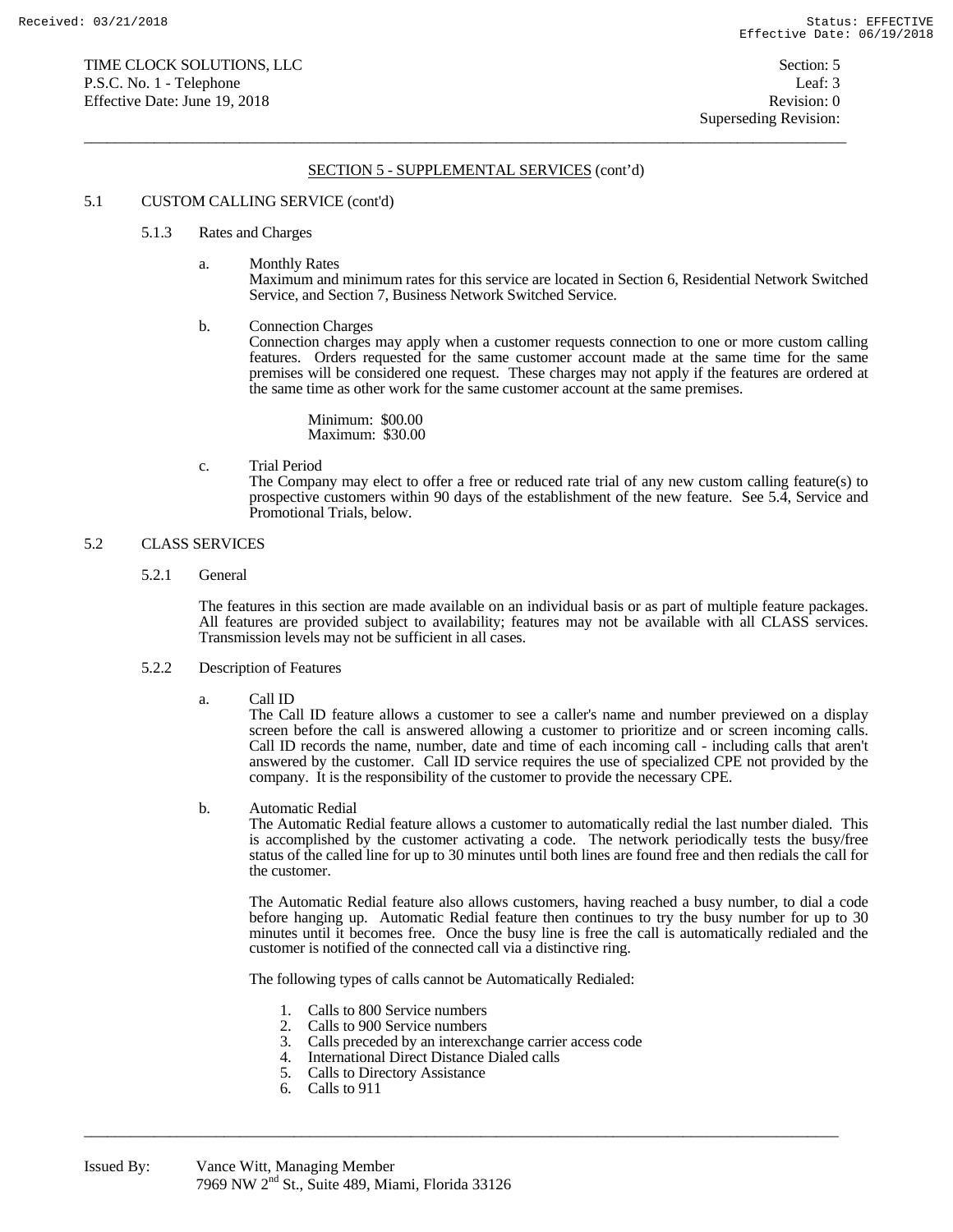## SECTION 5 - SUPPLEMENTAL SERVICES (cont'd)

5.1 CUSTOM CALLING SERVICE (cont'd)

5.1.3 Rates and Charges

a. Monthly Rates
Maximum and minimum rates for this service are located in Section 6, Residential Network Switched Service, and Section 7, Business Network Switched Service.

b. Connection Charges
Connection charges may apply when a customer requests connection to one or more custom calling features. Orders requested for the same customer account made at the same time for the same premises will be considered one request. These charges may not apply if the features are ordered at the same time as other work for the same customer account at the same premises.

Minimum: $00.00
Maximum: $30.00

c. Trial Period
The Company may elect to offer a free or reduced rate trial of any new custom calling feature(s) to prospective customers within 90 days of the establishment of the new feature. See 5.4, Service and Promotional Trials, below.

5.2 CLASS SERVICES

5.2.1 General

The features in this section are made available on an individual basis or as part of multiple feature packages. All features are provided subject to availability; features may not be available with all CLASS services. Transmission levels may not be sufficient in all cases.

5.2.2 Description of Features

a. Call ID
The Call ID feature allows a customer to see a caller's name and number previewed on a display screen before the call is answered allowing a customer to prioritize and or screen incoming calls. Call ID records the name, number, date and time of each incoming call - including calls that aren't answered by the customer. Call ID service requires the use of specialized CPE not provided by the company. It is the responsibility of the customer to provide the necessary CPE.

b. Automatic Redial
The Automatic Redial feature allows a customer to automatically redial the last number dialed. This is accomplished by the customer activating a code. The network periodically tests the busy/free status of the called line for up to 30 minutes until both lines are found free and then redials the call for the customer.

The Automatic Redial feature also allows customers, having reached a busy number, to dial a code before hanging up. Automatic Redial feature then continues to try the busy number for up to 30 minutes until it becomes free. Once the busy line is free the call is automatically redialed and the customer is notified of the connected call via a distinctive ring.

The following types of calls cannot be Automatically Redialed:

1. Calls to 800 Service numbers
2. Calls to 900 Service numbers
3. Calls preceded by an interexchange carrier access code
4. International Direct Distance Dialed calls
5. Calls to Directory Assistance
6. Calls to 911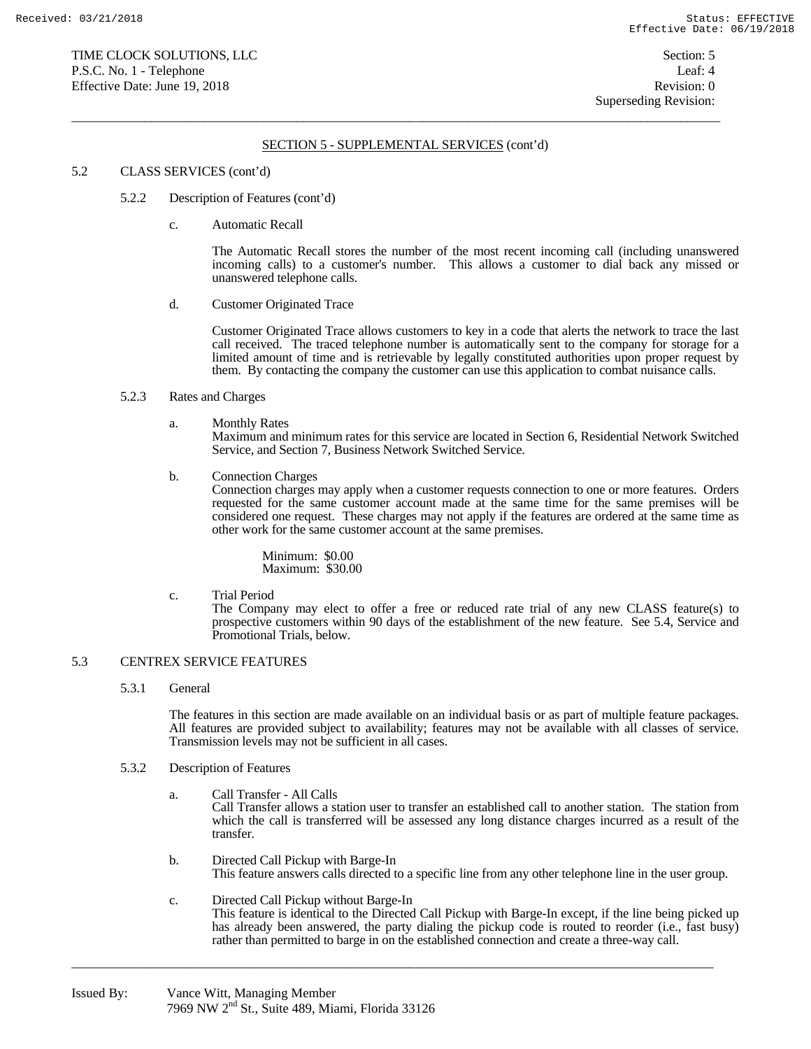## SECTION 5 - SUPPLEMENTAL SERVICES (cont'd)

5.2 CLASS SERVICES (cont'd)

5.2.2 Description of Features (cont'd)

c. Automatic Recall

The Automatic Recall stores the number of the most recent incoming call (including unanswered incoming calls) to a customer's number. This allows a customer to dial back any missed or unanswered telephone calls.

d. Customer Originated Trace

Customer Originated Trace allows customers to key in a code that alerts the network to trace the last call received. The traced telephone number is automatically sent to the company for storage for a limited amount of time and is retrievable by legally constituted authorities upon proper request by them. By contacting the company the customer can use this application to combat nuisance calls.

5.2.3 Rates and Charges

a. Monthly Rates
Maximum and minimum rates for this service are located in Section 6, Residential Network Switched Service, and Section 7, Business Network Switched Service.

b. Connection Charges
Connection charges may apply when a customer requests connection to one or more features. Orders requested for the same customer account made at the same time for the same premises will be considered one request. These charges may not apply if the features are ordered at the same time as other work for the same customer account at the same premises.

Minimum: $0.00
Maximum: $30.00

c. Trial Period
The Company may elect to offer a free or reduced rate trial of any new CLASS feature(s) to prospective customers within 90 days of the establishment of the new feature. See 5.4, Service and Promotional Trials, below.

5.3 CENTREX SERVICE FEATURES

5.3.1 General

The features in this section are made available on an individual basis or as part of multiple feature packages. All features are provided subject to availability; features may not be available with all classes of service. Transmission levels may not be sufficient in all cases.

5.3.2 Description of Features

a. Call Transfer - All Calls
Call Transfer allows a station user to transfer an established call to another station. The station from which the call is transferred will be assessed any long distance charges incurred as a result of the transfer.

b. Directed Call Pickup with Barge-In
This feature answers calls directed to a specific line from any other telephone line in the user group.

c. Directed Call Pickup without Barge-In
This feature is identical to the Directed Call Pickup with Barge-In except, if the line being picked up has already been answered, the party dialing the pickup code is routed to reorder (i.e., fast busy) rather than permitted to barge in on the established connection and create a three-way call.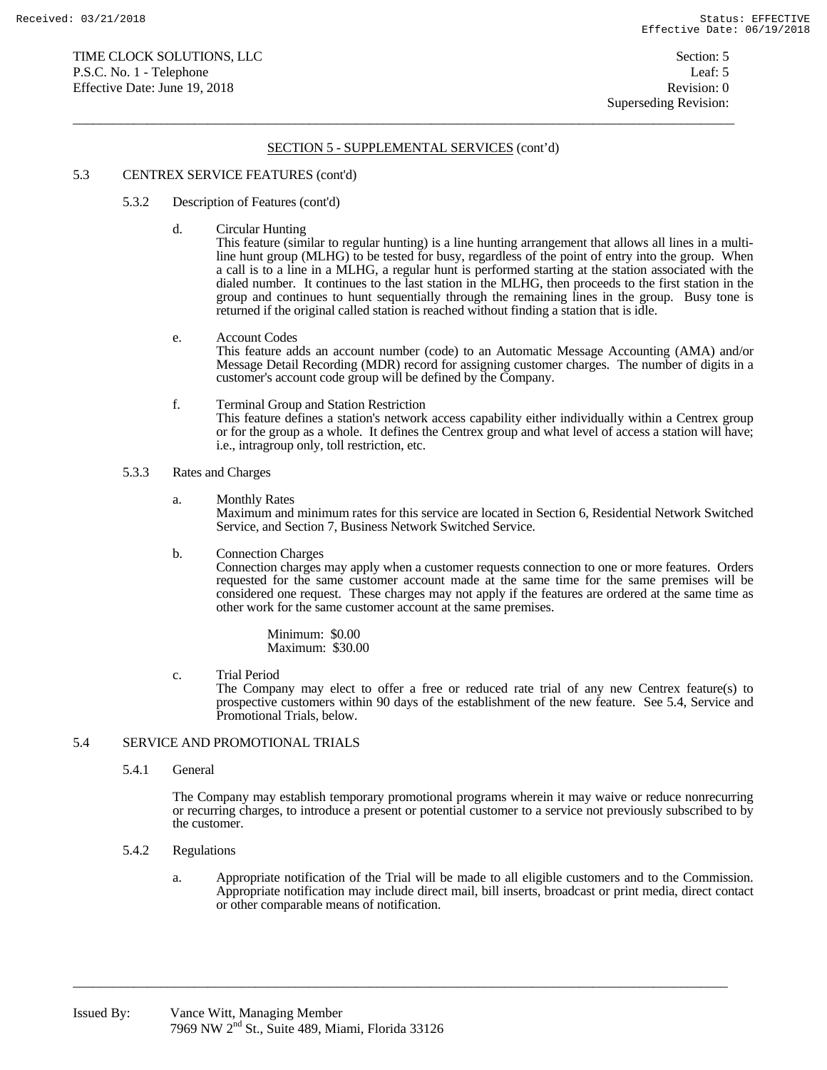## SECTION 5 - SUPPLEMENTAL SERVICES (cont'd)

### 5.3 CENTREX SERVICE FEATURES (cont'd)

#### 5.3.2 Description of Features (cont'd)

d. Circular Hunting
This feature (similar to regular hunting) is a line hunting arrangement that allows all lines in a multi-line hunt group (MLHG) to be tested for busy, regardless of the point of entry into the group. When a call is to a line in a MLHG, a regular hunt is performed starting at the station associated with the dialed number. It continues to the last station in the MLHG, then proceeds to the first station in the group and continues to hunt sequentially through the remaining lines in the group. Busy tone is returned if the original called station is reached without finding a station that is idle.

e. Account Codes
This feature adds an account number (code) to an Automatic Message Accounting (AMA) and/or Message Detail Recording (MDR) record for assigning customer charges. The number of digits in a customer's account code group will be defined by the Company.

f. Terminal Group and Station Restriction
This feature defines a station's network access capability either individually within a Centrex group or for the group as a whole. It defines the Centrex group and what level of access a station will have; i.e., intragroup only, toll restriction, etc.

#### 5.3.3 Rates and Charges

a. Monthly Rates
Maximum and minimum rates for this service are located in Section 6, Residential Network Switched Service, and Section 7, Business Network Switched Service.

b. Connection Charges
Connection charges may apply when a customer requests connection to one or more features. Orders requested for the same customer account made at the same time for the same premises will be considered one request. These charges may not apply if the features are ordered at the same time as other work for the same customer account at the same premises.

Minimum: $0.00
Maximum: $30.00

c. Trial Period
The Company may elect to offer a free or reduced rate trial of any new Centrex feature(s) to prospective customers within 90 days of the establishment of the new feature. See 5.4, Service and Promotional Trials, below.

### 5.4 SERVICE AND PROMOTIONAL TRIALS

#### 5.4.1 General

The Company may establish temporary promotional programs wherein it may waive or reduce nonrecurring or recurring charges, to introduce a present or potential customer to a service not previously subscribed to by the customer.

#### 5.4.2 Regulations

a. Appropriate notification of the Trial will be made to all eligible customers and to the Commission. Appropriate notification may include direct mail, bill inserts, broadcast or print media, direct contact or other comparable means of notification.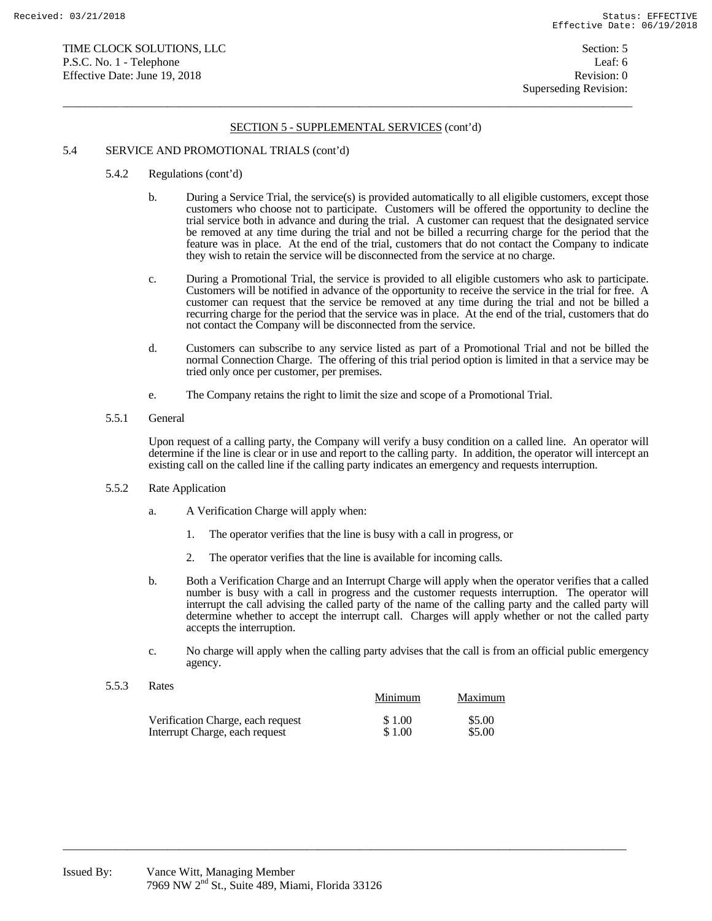## SECTION 5 - SUPPLEMENTAL SERVICES (cont'd)

5.4 SERVICE AND PROMOTIONAL TRIALS (cont'd)

5.4.2 Regulations (cont'd)

b. During a Service Trial, the service(s) is provided automatically to all eligible customers, except those customers who choose not to participate. Customers will be offered the opportunity to decline the trial service both in advance and during the trial. A customer can request that the designated service be removed at any time during the trial and not be billed a recurring charge for the period that the feature was in place. At the end of the trial, customers that do not contact the Company to indicate they wish to retain the service will be disconnected from the service at no charge.

c. During a Promotional Trial, the service is provided to all eligible customers who ask to participate. Customers will be notified in advance of the opportunity to receive the service in the trial for free. A customer can request that the service be removed at any time during the trial and not be billed a recurring charge for the period that the service was in place. At the end of the trial, customers that do not contact the Company will be disconnected from the service.

d. Customers can subscribe to any service listed as part of a Promotional Trial and not be billed the normal Connection Charge. The offering of this trial period option is limited in that a service may be tried only once per customer, per premises.

e. The Company retains the right to limit the size and scope of a Promotional Trial.

5.5.1 General

Upon request of a calling party, the Company will verify a busy condition on a called line. An operator will determine if the line is clear or in use and report to the calling party. In addition, the operator will intercept an existing call on the called line if the calling party indicates an emergency and requests interruption.

5.5.2 Rate Application

a. A Verification Charge will apply when:

1. The operator verifies that the line is busy with a call in progress, or

2. The operator verifies that the line is available for incoming calls.

b. Both a Verification Charge and an Interrupt Charge will apply when the operator verifies that a called number is busy with a call in progress and the customer requests interruption. The operator will interrupt the call advising the called party of the name of the calling party and the called party will determine whether to accept the interrupt call. Charges will apply whether or not the called party accepts the interruption.

c. No charge will apply when the calling party advises that the call is from an official public emergency agency.

5.5.3 Rates

| | Minimum | Maximum |
|---|---|---|
| Verification Charge, each request | $ 1.00 | $5.00 |
| Interrupt Charge, each request | $ 1.00 | $5.00 |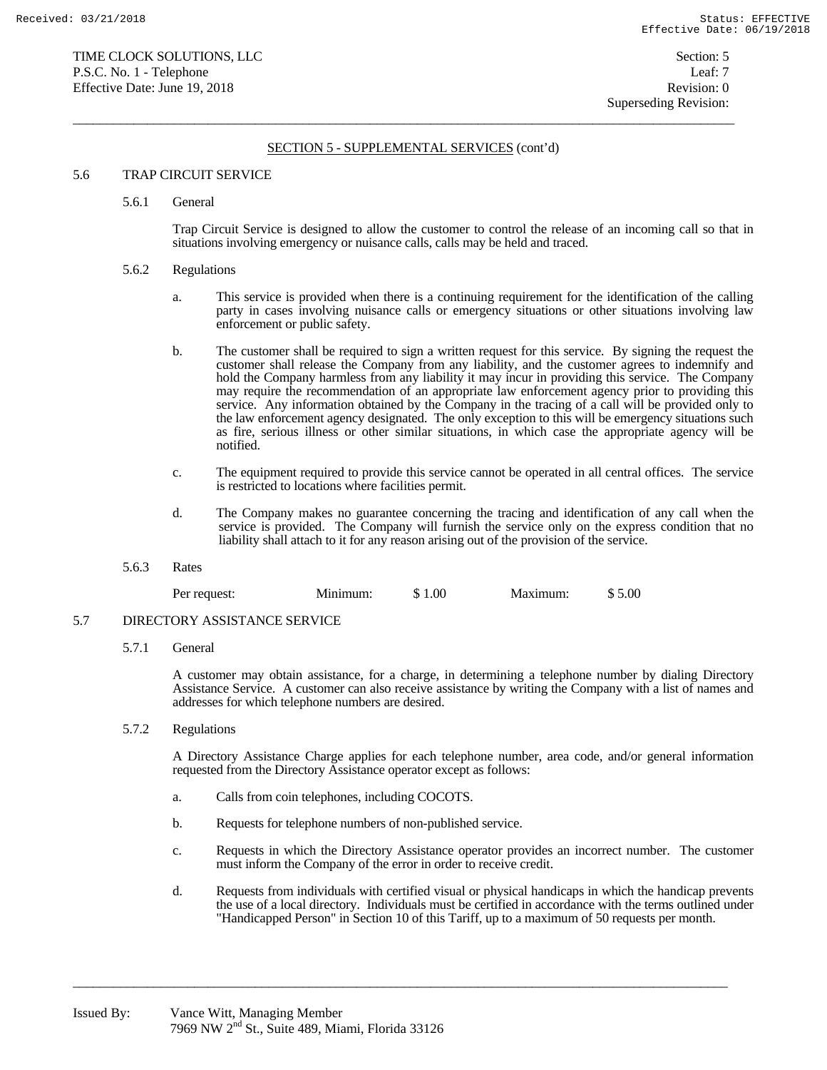## SECTION 5 - SUPPLEMENTAL SERVICES (cont'd)

### 5.6 TRAP CIRCUIT SERVICE

#### 5.6.1 General

Trap Circuit Service is designed to allow the customer to control the release of an incoming call so that in situations involving emergency or nuisance calls, calls may be held and traced.

#### 5.6.2 Regulations

a. This service is provided when there is a continuing requirement for the identification of the calling party in cases involving nuisance calls or emergency situations or other situations involving law enforcement or public safety.

b. The customer shall be required to sign a written request for this service. By signing the request the customer shall release the Company from any liability, and the customer agrees to indemnify and hold the Company harmless from any liability it may incur in providing this service. The Company may require the recommendation of an appropriate law enforcement agency prior to providing this service. Any information obtained by the Company in the tracing of a call will be provided only to the law enforcement agency designated. The only exception to this will be emergency situations such as fire, serious illness or other similar situations, in which case the appropriate agency will be notified.

c. The equipment required to provide this service cannot be operated in all central offices. The service is restricted to locations where facilities permit.

d. The Company makes no guarantee concerning the tracing and identification of any call when the service is provided. The Company will furnish the service only on the express condition that no liability shall attach to it for any reason arising out of the provision of the service.

#### 5.6.3 Rates

| | | | | |
|---|---|---|---|---|
| Per request: | Minimum: | $ 1.00 | Maximum: | $ 5.00 |

### 5.7 DIRECTORY ASSISTANCE SERVICE

#### 5.7.1 General

A customer may obtain assistance, for a charge, in determining a telephone number by dialing Directory Assistance Service. A customer can also receive assistance by writing the Company with a list of names and addresses for which telephone numbers are desired.

#### 5.7.2 Regulations

A Directory Assistance Charge applies for each telephone number, area code, and/or general information requested from the Directory Assistance operator except as follows:

a. Calls from coin telephones, including COCOTS.

b. Requests for telephone numbers of non-published service.

c. Requests in which the Directory Assistance operator provides an incorrect number. The customer must inform the Company of the error in order to receive credit.

d. Requests from individuals with certified visual or physical handicaps in which the handicap prevents the use of a local directory. Individuals must be certified in accordance with the terms outlined under "Handicapped Person" in Section 10 of this Tariff, up to a maximum of 50 requests per month.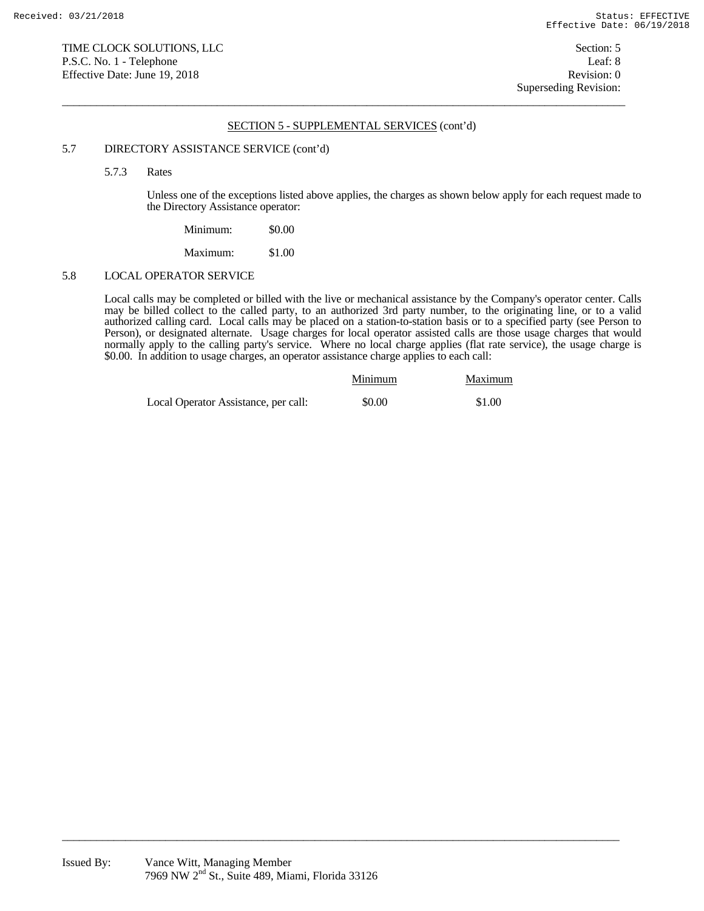## SECTION 5 - SUPPLEMENTAL SERVICES (cont'd)

### 5.7 DIRECTORY ASSISTANCE SERVICE (cont'd)

#### 5.7.3 Rates

Unless one of the exceptions listed above applies, the charges as shown below apply for each request made to the Directory Assistance operator:

Minimum: $0.00

Maximum: $1.00

### 5.8 LOCAL OPERATOR SERVICE

Local calls may be completed or billed with the live or mechanical assistance by the Company's operator center. Calls may be billed collect to the called party, to an authorized 3rd party number, to the originating line, or to a valid authorized calling card. Local calls may be placed on a station-to-station basis or to a specified party (see Person to Person), or designated alternate. Usage charges for local operator assisted calls are those usage charges that would normally apply to the calling party's service. Where no local charge applies (flat rate service), the usage charge is $0.00. In addition to usage charges, an operator assistance charge applies to each call:

| | Minimum | Maximum |
|---|---|---|
| Local Operator Assistance, per call: | $0.00 | $1.00 |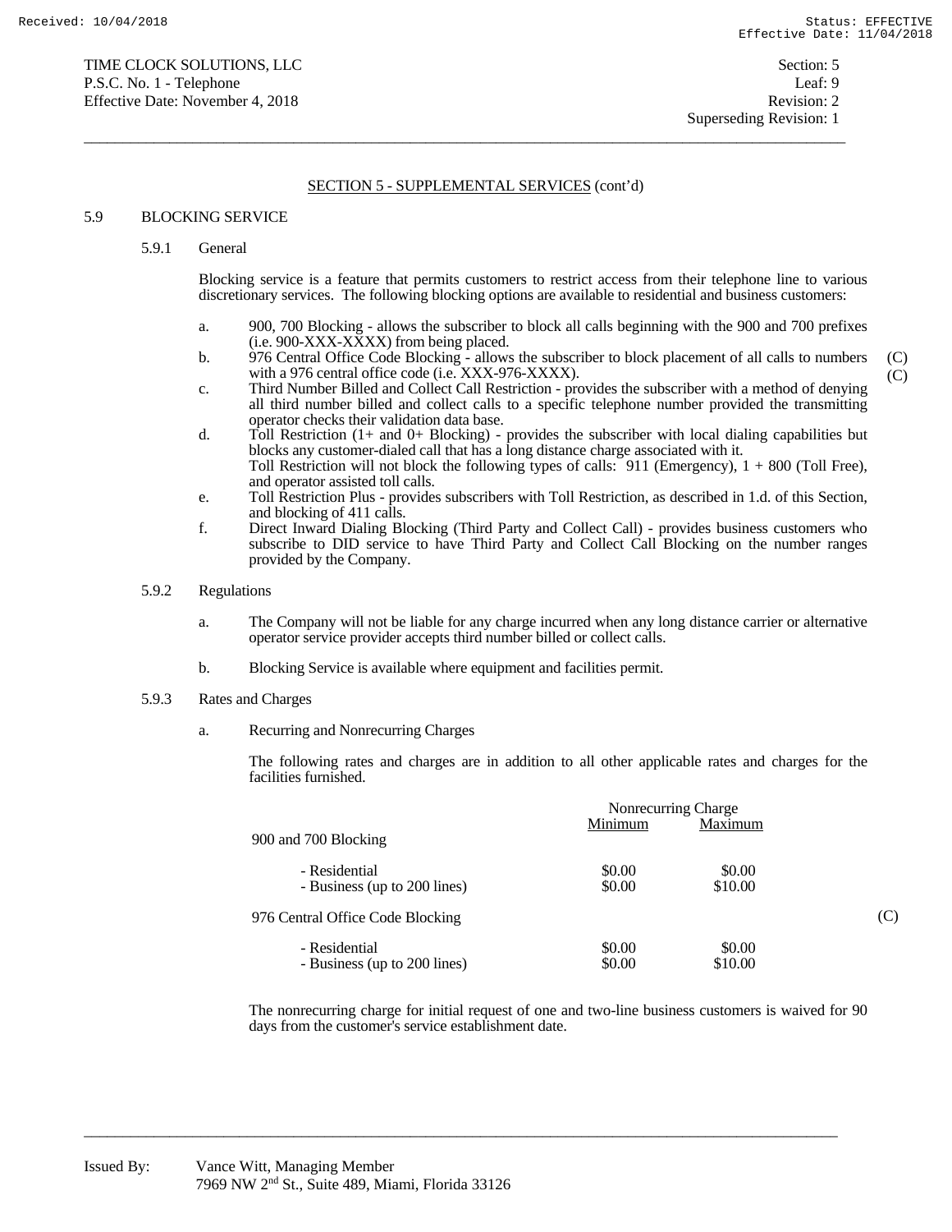## SECTION 5 - SUPPLEMENTAL SERVICES (cont'd)

### 5.9 BLOCKING SERVICE

#### 5.9.1 General

Blocking service is a feature that permits customers to restrict access from their telephone line to various discretionary services. The following blocking options are available to residential and business customers:

a. 900, 700 Blocking - allows the subscriber to block all calls beginning with the 900 and 700 prefixes (i.e. 900-XXX-XXXX) from being placed.

b. 976 Central Office Code Blocking - allows the subscriber to block placement of all calls to numbers with a 976 central office code (i.e. XXX-976-XXXX). (C) (C)

c. Third Number Billed and Collect Call Restriction - provides the subscriber with a method of denying all third number billed and collect calls to a specific telephone number provided the transmitting operator checks their validation data base.

d. Toll Restriction (1+ and 0+ Blocking) - provides the subscriber with local dialing capabilities but blocks any customer-dialed call that has a long distance charge associated with it. Toll Restriction will not block the following types of calls: 911 (Emergency), 1 + 800 (Toll Free), and operator assisted toll calls.

e. Toll Restriction Plus - provides subscribers with Toll Restriction, as described in 1.d. of this Section, and blocking of 411 calls.

f. Direct Inward Dialing Blocking (Third Party and Collect Call) - provides business customers who subscribe to DID service to have Third Party and Collect Call Blocking on the number ranges provided by the Company.

#### 5.9.2 Regulations

a. The Company will not be liable for any charge incurred when any long distance carrier or alternative operator service provider accepts third number billed or collect calls.

b. Blocking Service is available where equipment and facilities permit.

#### 5.9.3 Rates and Charges

a. Recurring and Nonrecurring Charges

The following rates and charges are in addition to all other applicable rates and charges for the facilities furnished.

| | Nonrecurring Charge | |
|---|---|---|
| | Minimum | Maximum |
| 900 and 700 Blocking | | |
| - Residential | $0.00 | $0.00 |
| - Business (up to 200 lines) | $0.00 | $10.00 |
| 976 Central Office Code Blocking (C) | | |
| - Residential | $0.00 | $0.00 |
| - Business (up to 200 lines) | $0.00 | $10.00 |

The nonrecurring charge for initial request of one and two-line business customers is waived for 90 days from the customer's service establishment date.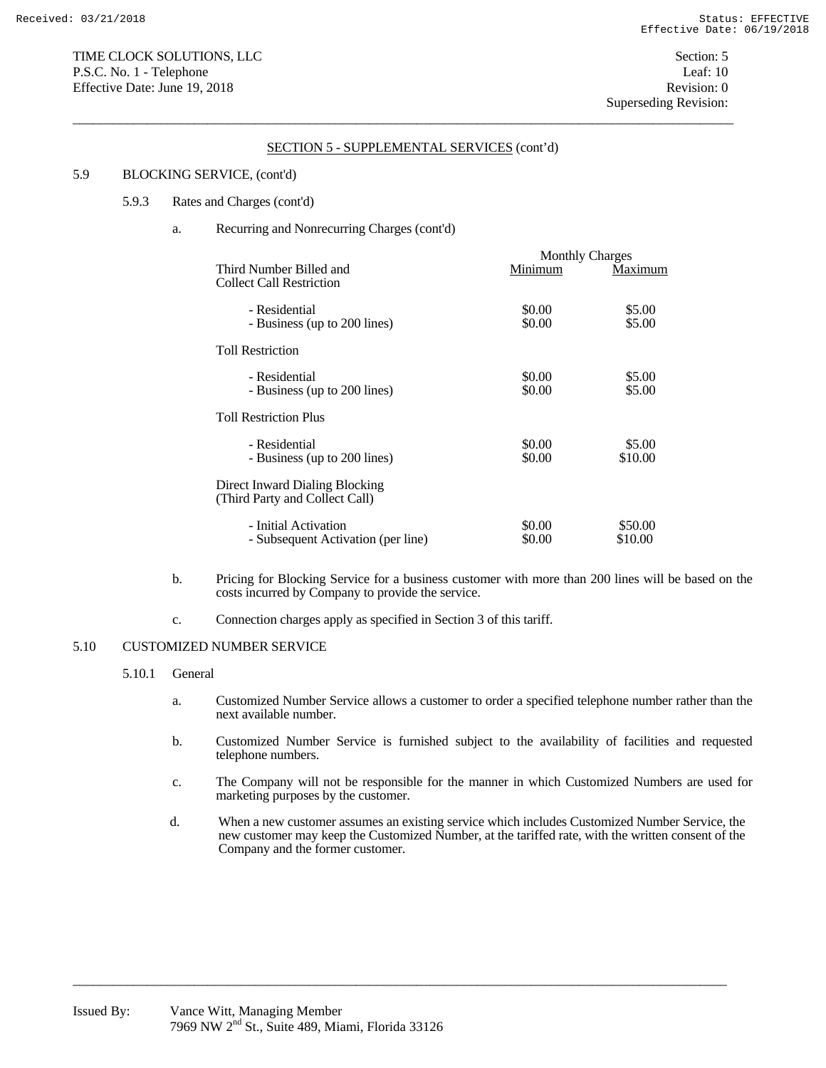SECTION 5 - SUPPLEMENTAL SERVICES (cont'd)

5.9 BLOCKING SERVICE, (cont'd)

5.9.3 Rates and Charges (cont'd)

a. Recurring and Nonrecurring Charges (cont'd)

| | Monthly Charges | |
|---|---|---|
| Third Number Billed and Collect Call Restriction | Minimum | Maximum |
| - Residential | $0.00 | $5.00 |
| - Business (up to 200 lines) | $0.00 | $5.00 |
| Toll Restriction | | |
| - Residential | $0.00 | $5.00 |
| - Business (up to 200 lines) | $0.00 | $5.00 |
| Toll Restriction Plus | | |
| - Residential | $0.00 | $5.00 |
| - Business (up to 200 lines) | $0.00 | $10.00 |
| Direct Inward Dialing Blocking (Third Party and Collect Call) | | |
| - Initial Activation | $0.00 | $50.00 |
| - Subsequent Activation (per line) | $0.00 | $10.00 |

b. Pricing for Blocking Service for a business customer with more than 200 lines will be based on the costs incurred by Company to provide the service.

c. Connection charges apply as specified in Section 3 of this tariff.

5.10 CUSTOMIZED NUMBER SERVICE

5.10.1 General

a. Customized Number Service allows a customer to order a specified telephone number rather than the next available number.

b. Customized Number Service is furnished subject to the availability of facilities and requested telephone numbers.

c. The Company will not be responsible for the manner in which Customized Numbers are used for marketing purposes by the customer.

d. When a new customer assumes an existing service which includes Customized Number Service, the new customer may keep the Customized Number, at the tariffed rate, with the written consent of the Company and the former customer.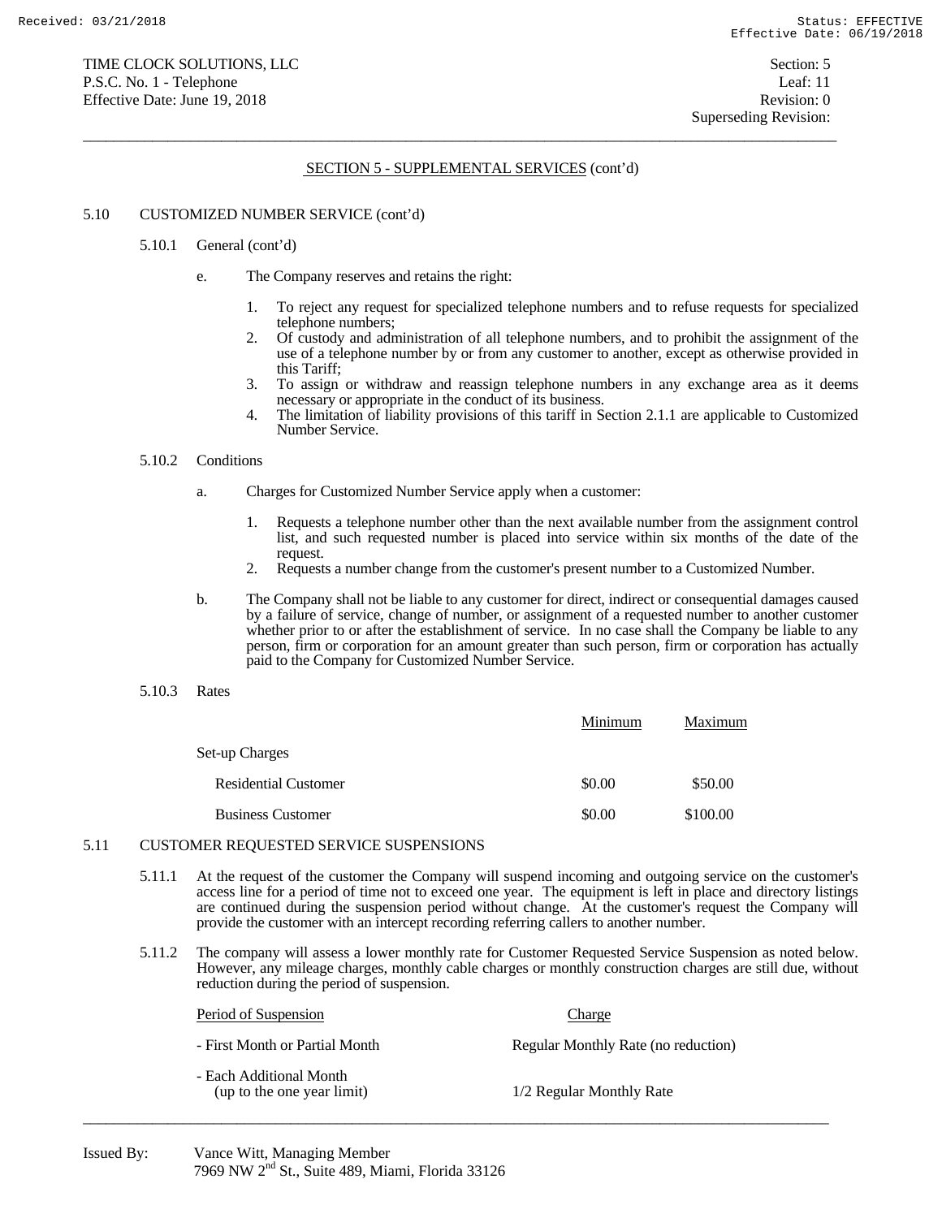## SECTION 5 - SUPPLEMENTAL SERVICES (cont'd)

### 5.10 CUSTOMIZED NUMBER SERVICE (cont'd)

#### 5.10.1 General (cont'd)

e. The Company reserves and retains the right:

1. To reject any request for specialized telephone numbers and to refuse requests for specialized telephone numbers;
2. Of custody and administration of all telephone numbers, and to prohibit the assignment of the use of a telephone number by or from any customer to another, except as otherwise provided in this Tariff;
3. To assign or withdraw and reassign telephone numbers in any exchange area as it deems necessary or appropriate in the conduct of its business.
4. The limitation of liability provisions of this tariff in Section 2.1.1 are applicable to Customized Number Service.

#### 5.10.2 Conditions

a. Charges for Customized Number Service apply when a customer:

1. Requests a telephone number other than the next available number from the assignment control list, and such requested number is placed into service within six months of the date of the request.
2. Requests a number change from the customer's present number to a Customized Number.

b. The Company shall not be liable to any customer for direct, indirect or consequential damages caused by a failure of service, change of number, or assignment of a requested number to another customer whether prior to or after the establishment of service. In no case shall the Company be liable to any person, firm or corporation for an amount greater than such person, firm or corporation has actually paid to the Company for Customized Number Service.

#### 5.10.3 Rates

| | Minimum | Maximum |
|---|---|---|
| Set-up Charges | | |
| Residential Customer | $0.00 | $50.00 |
| Business Customer | $0.00 | $100.00 |

### 5.11 CUSTOMER REQUESTED SERVICE SUSPENSIONS

5.11.1 At the request of the customer the Company will suspend incoming and outgoing service on the customer's access line for a period of time not to exceed one year. The equipment is left in place and directory listings are continued during the suspension period without change. At the customer's request the Company will provide the customer with an intercept recording referring callers to another number.

5.11.2 The company will assess a lower monthly rate for Customer Requested Service Suspension as noted below. However, any mileage charges, monthly cable charges or monthly construction charges are still due, without reduction during the period of suspension.

| Period of Suspension | Charge |
|---|---|
| - First Month or Partial Month | Regular Monthly Rate (no reduction) |
| - Each Additional Month (up to the one year limit) | 1/2 Regular Monthly Rate |